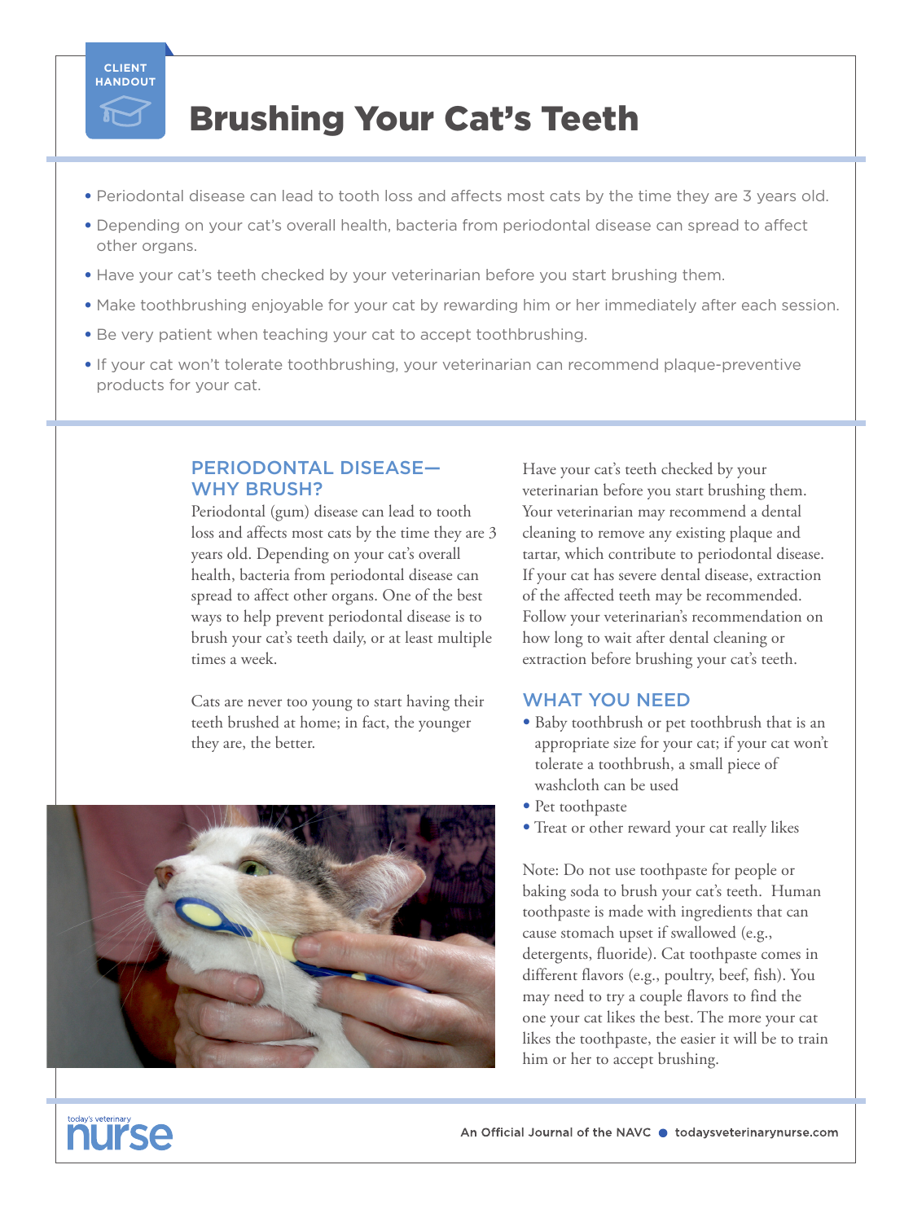CLIENT HANDOUT

# Brushing Your Cat's Teeth

- Periodontal disease can lead to tooth loss and affects most cats by the time they are 3 years old.
- Depending on your cat's overall health, bacteria from periodontal disease can spread to affect other organs.
- Have your cat's teeth checked by your veterinarian before you start brushing them.
- Make toothbrushing enjoyable for your cat by rewarding him or her immediately after each session.
- Be very patient when teaching your cat to accept toothbrushing.
- If your cat won't tolerate toothbrushing, your veterinarian can recommend plaque-preventive products for your cat.

## PERIODONTAL DISEASE—WHY BRUSH?

Periodontal (gum) disease can lead to tooth loss and affects most cats by the time they are 3 years old. Depending on your cat's overall health, bacteria from periodontal disease can spread to affect other organs. One of the best ways to help prevent periodontal disease is to brush your cat's teeth daily, or at least multiple times a week.

Cats are never too young to start having their teeth brushed at home; in fact, the younger they are, the better.

Have your cat's teeth checked by your veterinarian before you start brushing them. Your veterinarian may recommend a dental cleaning to remove any existing plaque and tartar, which contribute to periodontal disease. If your cat has severe dental disease, extraction of the affected teeth may be recommended. Follow your veterinarian's recommendation on how long to wait after dental cleaning or extraction before brushing your cat's teeth.

## WHAT YOU NEED

- Baby toothbrush or pet toothbrush that is an appropriate size for your cat; if your cat won't tolerate a toothbrush, a small piece of washcloth can be used
- Pet toothpaste
- Treat or other reward your cat really likes

Note: Do not use toothpaste for people or baking soda to brush your cat's teeth. Human toothpaste is made with ingredients that can cause stomach upset if swallowed (e.g., detergents, fluoride). Cat toothpaste comes in different flavors (e.g., poultry, beef, fish). You may need to try a couple flavors to find the one your cat likes the best. The more your cat likes the toothpaste, the easier it will be to train him or her to accept brushing.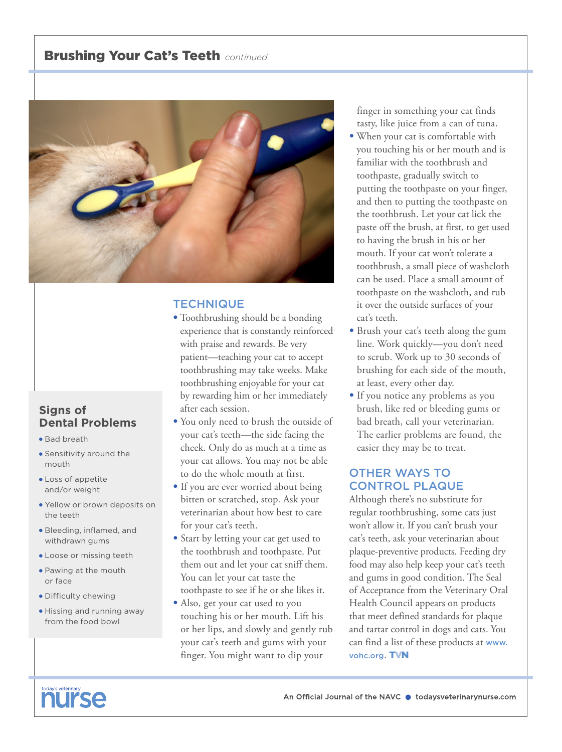# Brushing Your Cat's Teeth *continued*

## Signs of Dental Problems

- Bad breath
- Sensitivity around the mouth
- Loss of appetite and/or weight
- Yellow or brown deposits on the teeth
- Bleeding, inflamed, and withdrawn gums
- Loose or missing teeth
- Pawing at the mouth or face
- Difficulty chewing
- Hissing and running away from the food bowl

## TECHNIQUE

- Toothbrushing should be a bonding experience that is constantly reinforced with praise and rewards. Be very patient—teaching your cat to accept toothbrushing may take weeks. Make toothbrushing enjoyable for your cat by rewarding him or her immediately after each session.
- You only need to brush the outside of your cat's teeth—the side facing the cheek. Only do as much at a time as your cat allows. You may not be able to do the whole mouth at first.
- If you are ever worried about being bitten or scratched, stop. Ask your veterinarian about how best to care for your cat's teeth.
- Start by letting your cat get used to the toothbrush and toothpaste. Put them out and let your cat sniff them. You can let your cat taste the toothpaste to see if he or she likes it.
- Also, get your cat used to you touching his or her mouth. Lift his or her lips, and slowly and gently rub your cat's teeth and gums with your finger. You might want to dip your finger in something your cat finds tasty, like juice from a can of tuna.
- When your cat is comfortable with you touching his or her mouth and is familiar with the toothbrush and toothpaste, gradually switch to putting the toothpaste on your finger, and then to putting the toothpaste on the toothbrush. Let your cat lick the paste off the brush, at first, to get used to having the brush in his or her mouth. If your cat won't tolerate a toothbrush, a small piece of washcloth can be used. Place a small amount of toothpaste on the washcloth, and rub it over the outside surfaces of your cat's teeth.
- Brush your cat's teeth along the gum line. Work quickly—you don't need to scrub. Work up to 30 seconds of brushing for each side of the mouth, at least, every other day.
- If you notice any problems as you brush, like red or bleeding gums or bad breath, call your veterinarian. The earlier problems are found, the easier they may be to treat.

## OTHER WAYS TO CONTROL PLAQUE

Although there's no substitute for regular toothbrushing, some cats just won't allow it. If you can't brush your cat's teeth, ask your veterinarian about plaque-preventive products. Feeding dry food may also help keep your cat's teeth and gums in good condition. The Seal of Acceptance from the Veterinary Oral Health Council appears on products that meet defined standards for plaque and tartar control in dogs and cats. You can find a list of these products at www.vohc.org. **TVN**